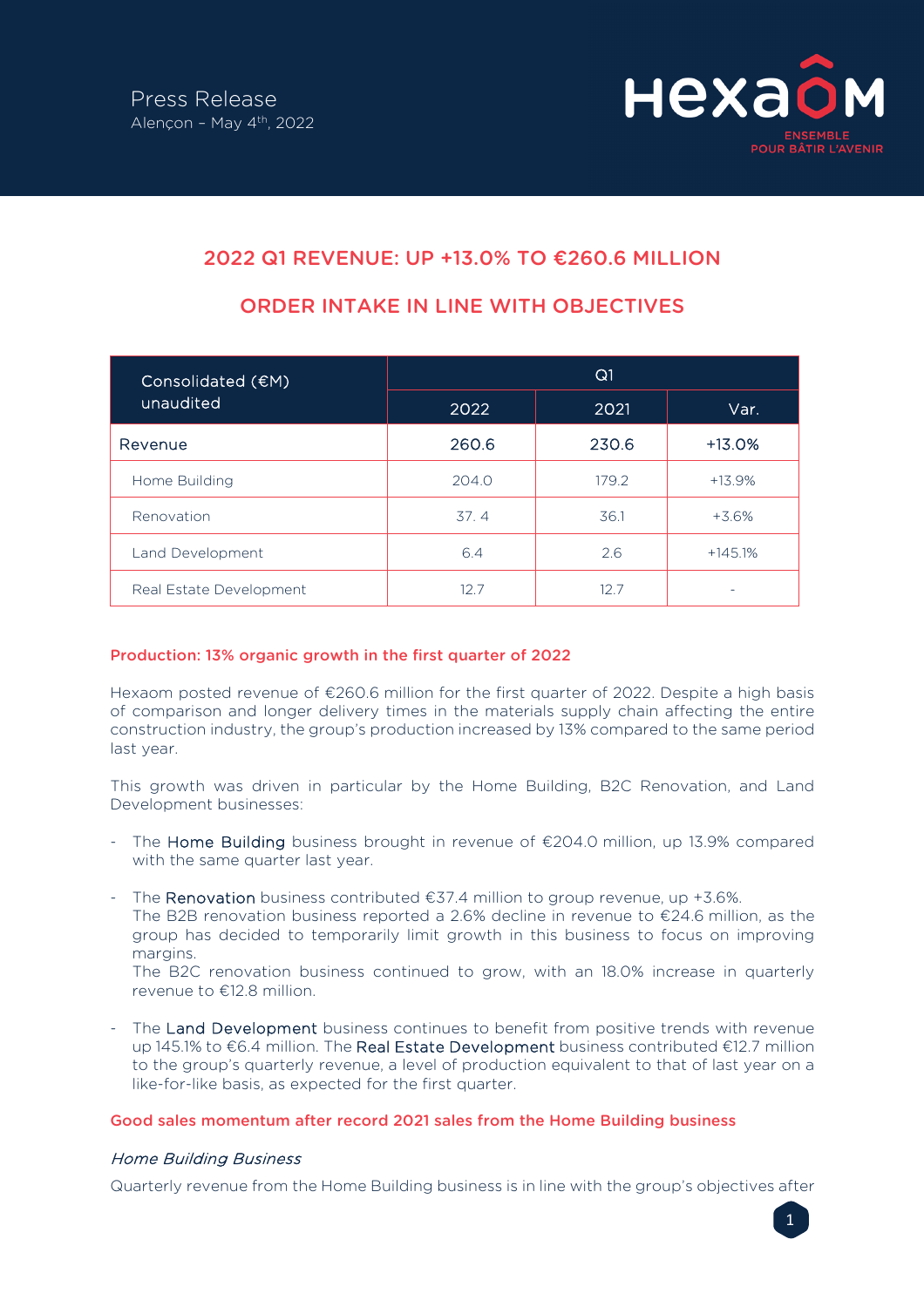Press Release
Alençon – May 4th, 2022

# 2022 Q1 REVENUE: UP +13.0% TO €260.6 MILLION

# ORDER INTAKE IN LINE WITH OBJECTIVES

| Consolidated (€M) unaudited | Q1 | | |
|---|---|---|---|
| | 2022 | 2021 | Var. |
| **Revenue** | **260.6** | **230.6** | **+13.0%** |
| Home Building | 204.0 | 179.2 | +13.9% |
| Renovation | 37. 4 | 36.1 | +3.6% |
| Land Development | 6.4 | 2.6 | +145.1% |
| Real Estate Development | 12.7 | 12.7 | - |

## Production: 13% organic growth in the first quarter of 2022

Hexaom posted revenue of €260.6 million for the first quarter of 2022. Despite a high basis of comparison and longer delivery times in the materials supply chain affecting the entire construction industry, the group's production increased by 13% compared to the same period last year.

This growth was driven in particular by the Home Building, B2C Renovation, and Land Development businesses:

- The Home Building business brought in revenue of €204.0 million, up 13.9% compared with the same quarter last year.
- The Renovation business contributed €37.4 million to group revenue, up +3.6%.
  The B2B renovation business reported a 2.6% decline in revenue to €24.6 million, as the group has decided to temporarily limit growth in this business to focus on improving margins.
  The B2C renovation business continued to grow, with an 18.0% increase in quarterly revenue to €12.8 million.
- The Land Development business continues to benefit from positive trends with revenue up 145.1% to €6.4 million. The Real Estate Development business contributed €12.7 million to the group's quarterly revenue, a level of production equivalent to that of last year on a like-for-like basis, as expected for the first quarter.

## Good sales momentum after record 2021 sales from the Home Building business

### *Home Building Business*

Quarterly revenue from the Home Building business is in line with the group's objectives after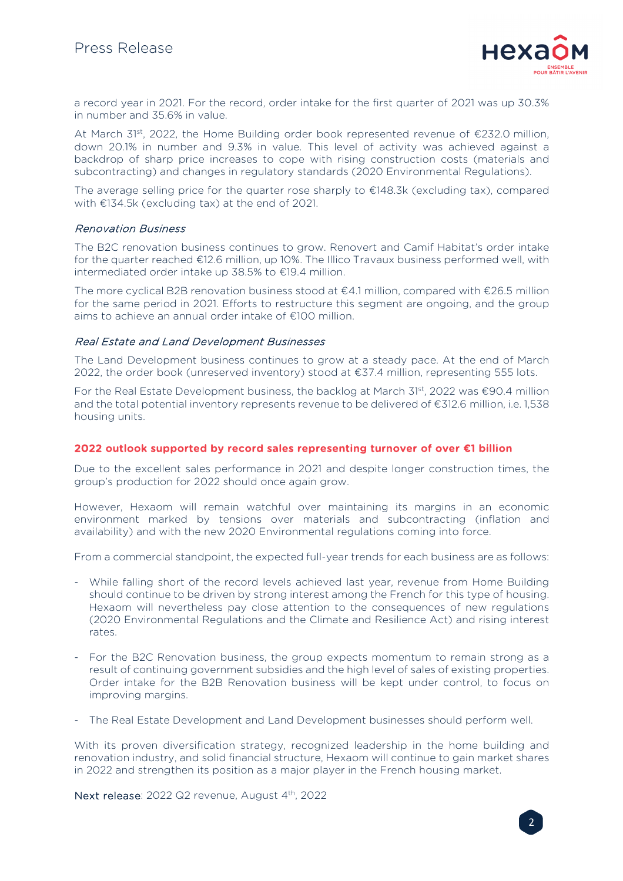a record year in 2021. For the record, order intake for the first quarter of 2021 was up 30.3% in number and 35.6% in value.

At March 31st, 2022, the Home Building order book represented revenue of €232.0 million, down 20.1% in number and 9.3% in value. This level of activity was achieved against a backdrop of sharp price increases to cope with rising construction costs (materials and subcontracting) and changes in regulatory standards (2020 Environmental Regulations).

The average selling price for the quarter rose sharply to €148.3k (excluding tax), compared with €134.5k (excluding tax) at the end of 2021.

### *Renovation Business*

The B2C renovation business continues to grow. Renovert and Camif Habitat's order intake for the quarter reached €12.6 million, up 10%. The Illico Travaux business performed well, with intermediated order intake up 38.5% to €19.4 million.

The more cyclical B2B renovation business stood at €4.1 million, compared with €26.5 million for the same period in 2021. Efforts to restructure this segment are ongoing, and the group aims to achieve an annual order intake of €100 million.

### *Real Estate and Land Development Businesses*

The Land Development business continues to grow at a steady pace. At the end of March 2022, the order book (unreserved inventory) stood at €37.4 million, representing 555 lots.

For the Real Estate Development business, the backlog at March 31st, 2022 was €90.4 million and the total potential inventory represents revenue to be delivered of €312.6 million, i.e. 1,538 housing units.

## 2022 outlook supported by record sales representing turnover of over €1 billion

Due to the excellent sales performance in 2021 and despite longer construction times, the group's production for 2022 should once again grow.

However, Hexaom will remain watchful over maintaining its margins in an economic environment marked by tensions over materials and subcontracting (inflation and availability) and with the new 2020 Environmental regulations coming into force.

From a commercial standpoint, the expected full-year trends for each business are as follows:

- While falling short of the record levels achieved last year, revenue from Home Building should continue to be driven by strong interest among the French for this type of housing. Hexaom will nevertheless pay close attention to the consequences of new regulations (2020 Environmental Regulations and the Climate and Resilience Act) and rising interest rates.
- For the B2C Renovation business, the group expects momentum to remain strong as a result of continuing government subsidies and the high level of sales of existing properties. Order intake for the B2B Renovation business will be kept under control, to focus on improving margins.
- The Real Estate Development and Land Development businesses should perform well.

With its proven diversification strategy, recognized leadership in the home building and renovation industry, and solid financial structure, Hexaom will continue to gain market shares in 2022 and strengthen its position as a major player in the French housing market.

Next release: 2022 Q2 revenue, August 4th, 2022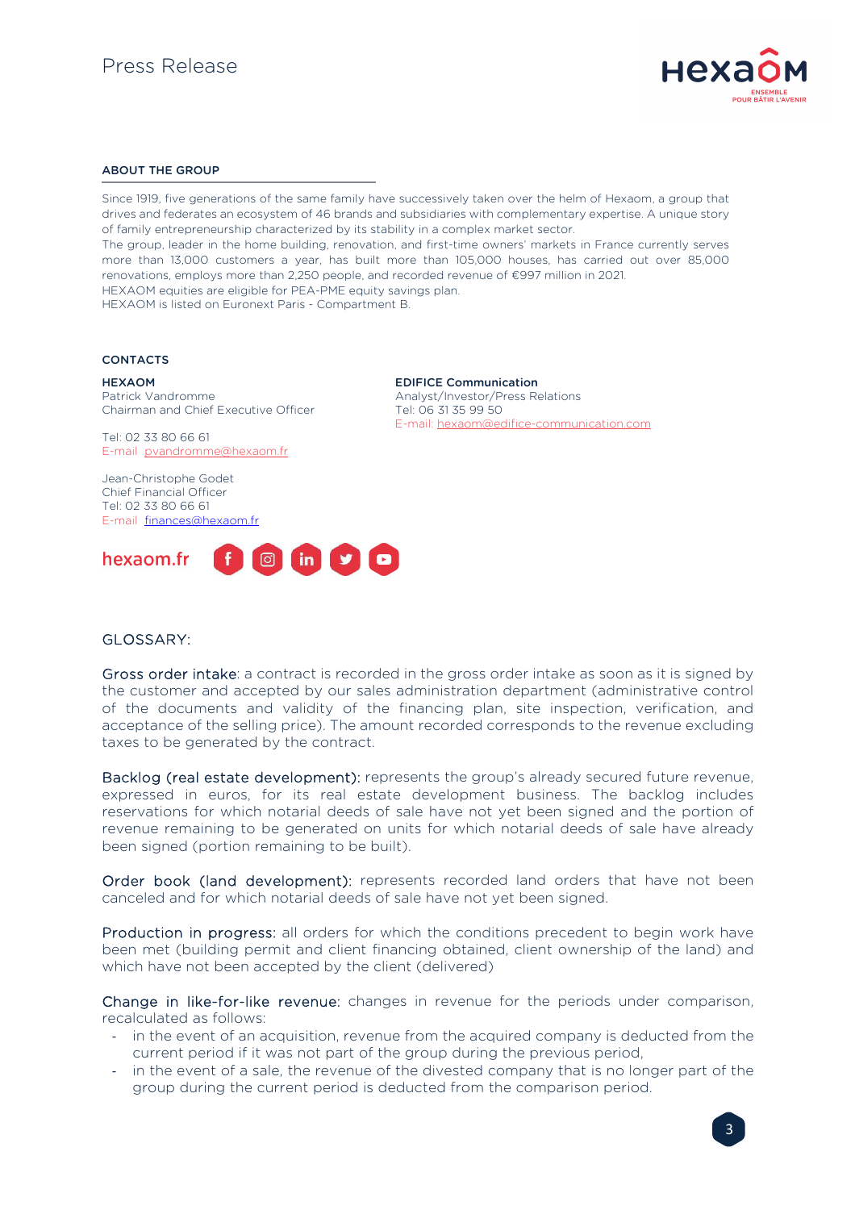## ABOUT THE GROUP

Since 1919, five generations of the same family have successively taken over the helm of Hexaom, a group that drives and federates an ecosystem of 46 brands and subsidiaries with complementary expertise. A unique story of family entrepreneurship characterized by its stability in a complex market sector.
The group, leader in the home building, renovation, and first-time owners' markets in France currently serves more than 13,000 customers a year, has built more than 105,000 houses, has carried out over 85,000 renovations, employs more than 2,250 people, and recorded revenue of €997 million in 2021.
HEXAOM equities are eligible for PEA-PME equity savings plan.
HEXAOM is listed on Euronext Paris - Compartment B.

## CONTACTS

**HEXAOM**
Patrick Vandromme
Chairman and Chief Executive Officer

Tel: 02 33 80 66 61
E-mail pvandromme@hexaom.fr

Jean-Christophe Godet
Chief Financial Officer
Tel: 02 33 80 66 61
E-mail finances@hexaom.fr

**EDIFICE Communication**
Analyst/Investor/Press Relations
Tel: 06 31 35 99 50
E-mail: hexaom@edifice-communication.com

hexaom.fr

## GLOSSARY:

Gross order intake: a contract is recorded in the gross order intake as soon as it is signed by the customer and accepted by our sales administration department (administrative control of the documents and validity of the financing plan, site inspection, verification, and acceptance of the selling price). The amount recorded corresponds to the revenue excluding taxes to be generated by the contract.

Backlog (real estate development): represents the group's already secured future revenue, expressed in euros, for its real estate development business. The backlog includes reservations for which notarial deeds of sale have not yet been signed and the portion of revenue remaining to be generated on units for which notarial deeds of sale have already been signed (portion remaining to be built).

Order book (land development): represents recorded land orders that have not been canceled and for which notarial deeds of sale have not yet been signed.

Production in progress: all orders for which the conditions precedent to begin work have been met (building permit and client financing obtained, client ownership of the land) and which have not been accepted by the client (delivered)

Change in like-for-like revenue: changes in revenue for the periods under comparison, recalculated as follows:

- in the event of an acquisition, revenue from the acquired company is deducted from the current period if it was not part of the group during the previous period,
- in the event of a sale, the revenue of the divested company that is no longer part of the group during the current period is deducted from the comparison period.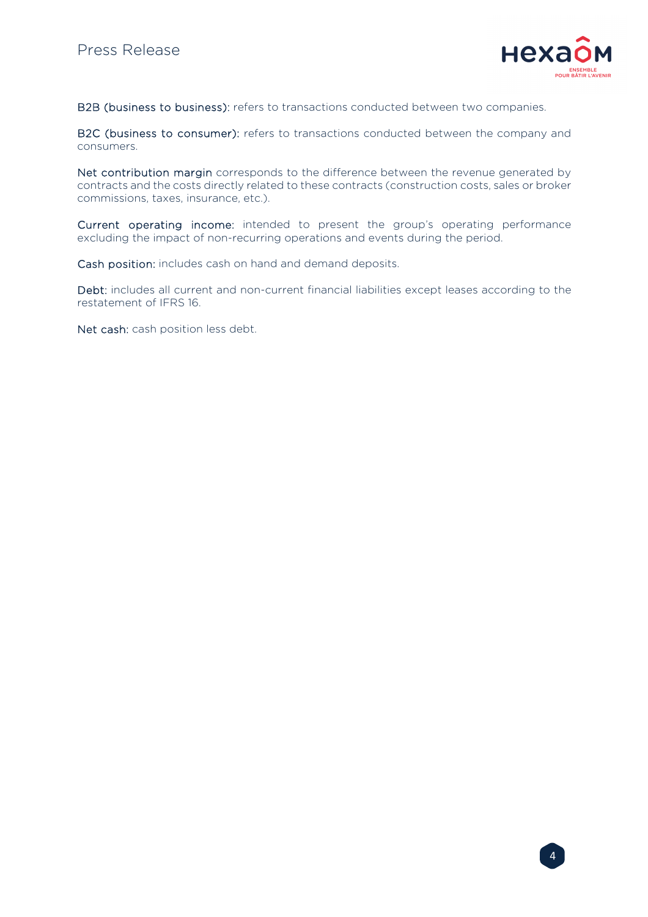B2B (business to business): refers to transactions conducted between two companies.

B2C (business to consumer): refers to transactions conducted between the company and consumers.

Net contribution margin corresponds to the difference between the revenue generated by contracts and the costs directly related to these contracts (construction costs, sales or broker commissions, taxes, insurance, etc.).

Current operating income: intended to present the group's operating performance excluding the impact of non-recurring operations and events during the period.

Cash position: includes cash on hand and demand deposits.

Debt: includes all current and non-current financial liabilities except leases according to the restatement of IFRS 16.

Net cash: cash position less debt.